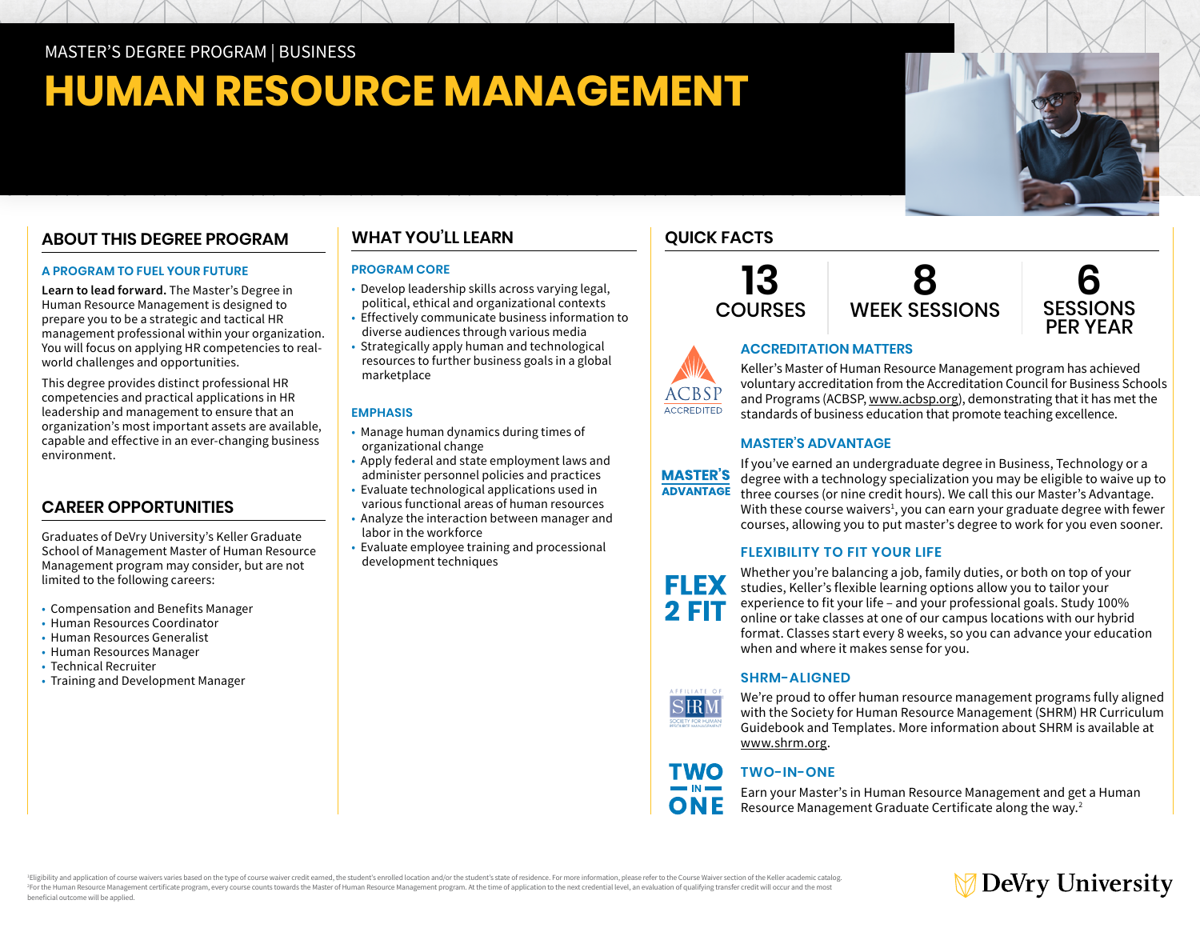MASTER'S DEGREE PROGRAM | BUSINESS

# HUMAN RESOURCE MANAGEMENT

## ABOUT THIS DEGREE PROGRAM

### A PROGRAM TO FUEL YOUR FUTURE

**Learn to lead forward.** The Master's Degree in Human Resource Management is designed to prepare you to be a strategic and tactical HR management professional within your organization. You will focus on applying HR competencies to real-world challenges and opportunities.

This degree provides distinct professional HR competencies and practical applications in HR leadership and management to ensure that an organization's most important assets are available, capable and effective in an ever-changing business environment.

## CAREER OPPORTUNITIES

Graduates of DeVry University's Keller Graduate School of Management Master of Human Resource Management program may consider, but are not limited to the following careers:

- Compensation and Benefits Manager
- Human Resources Coordinator
- Human Resources Generalist
- Human Resources Manager
- Technical Recruiter
- Training and Development Manager

## WHAT YOU'LL LEARN

### PROGRAM CORE

- Develop leadership skills across varying legal, political, ethical and organizational contexts
- Effectively communicate business information to diverse audiences through various media
- Strategically apply human and technological resources to further business goals in a global marketplace

### EMPHASIS

- Manage human dynamics during times of organizational change
- Apply federal and state employment laws and administer personnel policies and practices
- Evaluate technological applications used in various functional areas of human resources
- Analyze the interaction between manager and labor in the workforce
- Evaluate employee training and processional development techniques

## QUICK FACTS

| 13 COURSES | 8 WEEK SESSIONS | 6 SESSIONS PER YEAR |
|---|---|---|

### ACCREDITATION MATTERS

ACBSP ACCREDITED

Keller's Master of Human Resource Management program has achieved voluntary accreditation from the Accreditation Council for Business Schools and Programs (ACBSP, www.acbsp.org), demonstrating that it has met the standards of business education that promote teaching excellence.

### MASTER'S ADVANTAGE

If you've earned an undergraduate degree in Business, Technology or a degree with a technology specialization you may be eligible to waive up to three courses (or nine credit hours). We call this our Master's Advantage. With these course waivers[1], you can earn your graduate degree with fewer courses, allowing you to put master's degree to work for you even sooner.

### FLEXIBILITY TO FIT YOUR LIFE

FLEX 2 FIT

Whether you're balancing a job, family duties, or both on top of your studies, Keller's flexible learning options allow you to tailor your experience to fit your life – and your professional goals. Study 100% online or take classes at one of our campus locations with our hybrid format. Classes start every 8 weeks, so you can advance your education when and where it makes sense for you.

### SHRM-ALIGNED

We're proud to offer human resource management programs fully aligned with the Society for Human Resource Management (SHRM) HR Curriculum Guidebook and Templates. More information about SHRM is available at www.shrm.org.

### TWO-IN-ONE

Earn your Master's in Human Resource Management and get a Human Resource Management Graduate Certificate along the way.[2]

[1]Eligibility and application of course waivers varies based on the type of course waiver credit earned, the student's enrolled location and/or the student's state of residence. For more information, please refer to the Course Waiver section of the Keller academic catalog.
[2]For the Human Resource Management certificate program, every course counts towards the Master of Human Resource Management program. At the time of application to the next credential level, an evaluation of qualifying transfer credit will occur and the most beneficial outcome will be applied.

DeVry University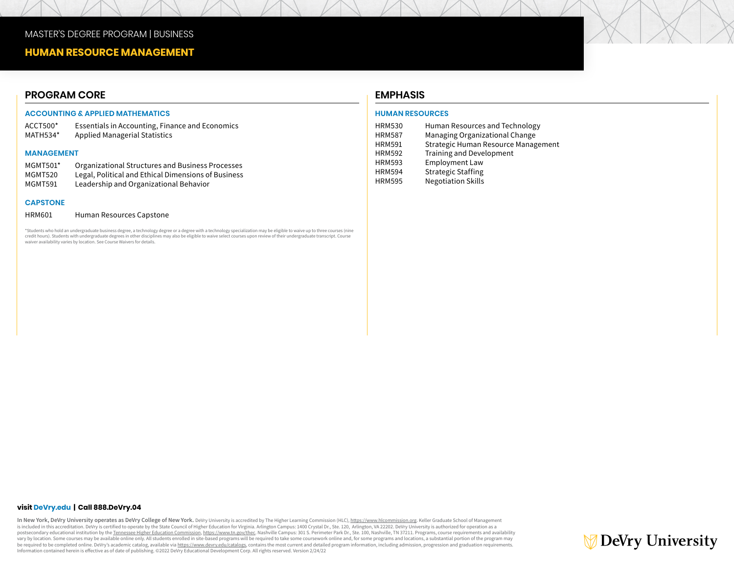MASTER'S DEGREE PROGRAM | BUSINESS

# HUMAN RESOURCE MANAGEMENT

## PROGRAM CORE

### ACCOUNTING & APPLIED MATHEMATICS

| | |
|---|---|
| ACCT500* | Essentials in Accounting, Finance and Economics |
| MATH534* | Applied Managerial Statistics |

### MANAGEMENT

| | |
|---|---|
| MGMT501* | Organizational Structures and Business Processes |
| MGMT520 | Legal, Political and Ethical Dimensions of Business |
| MGMT591 | Leadership and Organizational Behavior |

### CAPSTONE

| | |
|---|---|
| HRM601 | Human Resources Capstone |

*Students who hold an undergraduate business degree, a technology degree or a degree with a technology specialization may be eligible to waive up to three courses (nine credit hours). Students with undergraduate degrees in other disciplines may also be eligible to waive select courses upon review of their undergraduate transcript. Course waiver availability varies by location. See Course Waivers for details.

## EMPHASIS

### HUMAN RESOURCES

| | |
|---|---|
| HRM530 | Human Resources and Technology |
| HRM587 | Managing Organizational Change |
| HRM591 | Strategic Human Resource Management |
| HRM592 | Training and Development |
| HRM593 | Employment Law |
| HRM594 | Strategic Staffing |
| HRM595 | Negotiation Skills |

**visit DeVry.edu | Call 888.DeVry.04**

**In New York, DeVry University operates as DeVry College of New York.** DeVry University is accredited by The Higher Learning Commission (HLC), https://www.hlcommission.org. Keller Graduate School of Management is included in this accreditation. DeVry is certified to operate by the State Council of Higher Education for Virginia. Arlington Campus: 1400 Crystal Dr., Ste. 120, Arlington, VA 22202. DeVry University is authorized for operation as a postsecondary educational institution by the Tennessee Higher Education Commission, https://www.tn.gov/thec. Nashville Campus: 301 S. Perimeter Park Dr., Ste. 100, Nashville, TN 37211. Programs, course requirements and availability vary by location. Some courses may be available online only. All students enrolled in site-based programs will be required to take some coursework online and, for some programs and locations, a substantial portion of the program may be required to be completed online. DeVry's academic catalog, available via https://www.devry.edu/catalogs, contains the most current and detailed program information, including admission, progression and graduation requirements. Information contained herein is effective as of date of publishing. ©2022 DeVry Educational Development Corp. All rights reserved. Version 2/24/22

DeVry University